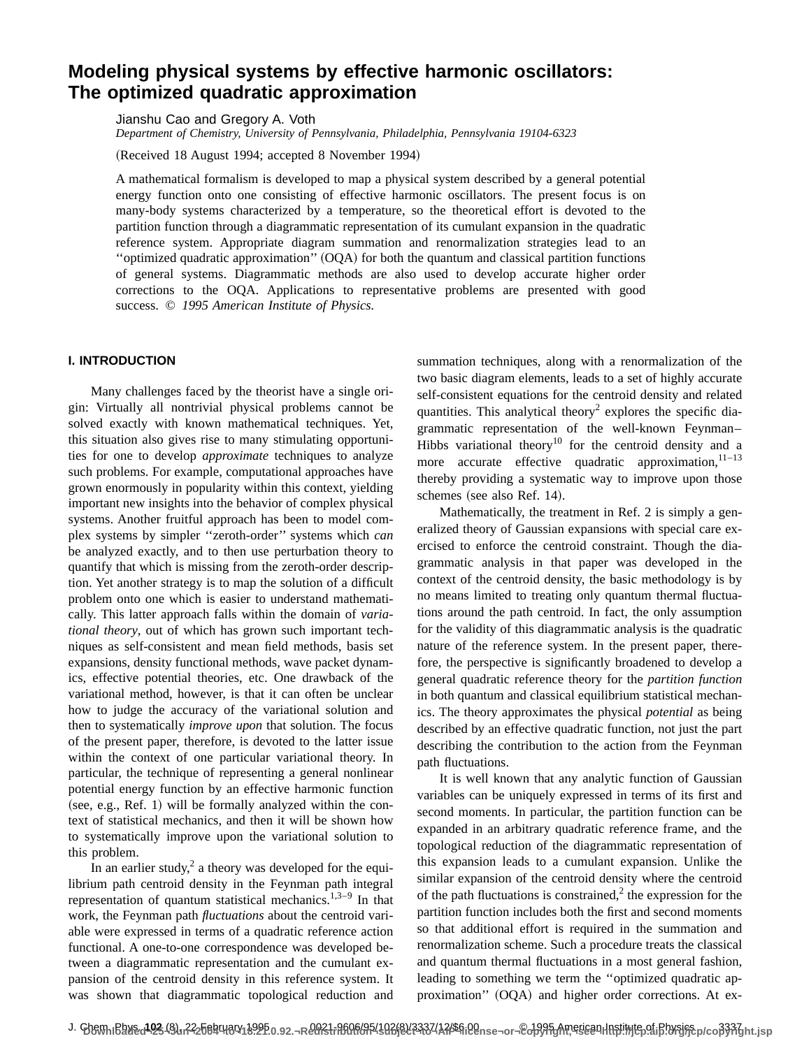# Modeling physical systems by effective harmonic oscillators: The optimized quadratic approximation

Jianshu Cao and Gregory A. Voth

*Department of Chemistry, University of Pennsylvania, Philadelphia, Pennsylvania 19104-6323*

(Received 18 August 1994; accepted 8 November 1994)

A mathematical formalism is developed to map a physical system described by a general potential energy function onto one consisting of effective harmonic oscillators. The present focus is on many-body systems characterized by a temperature, so the theoretical effort is devoted to the partition function through a diagrammatic representation of its cumulant expansion in the quadratic reference system. Appropriate diagram summation and renormalization strategies lead to an "optimized quadratic approximation" (OQA) for both the quantum and classical partition functions of general systems. Diagrammatic methods are also used to develop accurate higher order corrections to the OQA. Applications to representative problems are presented with good success. © *1995 American Institute of Physics.*

## I. INTRODUCTION

Many challenges faced by the theorist have a single origin: Virtually all nontrivial physical problems cannot be solved exactly with known mathematical techniques. Yet, this situation also gives rise to many stimulating opportunities for one to develop *approximate* techniques to analyze such problems. For example, computational approaches have grown enormously in popularity within this context, yielding important new insights into the behavior of complex physical systems. Another fruitful approach has been to model complex systems by simpler "zeroth-order" systems which *can* be analyzed exactly, and to then use perturbation theory to quantify that which is missing from the zeroth-order description. Yet another strategy is to map the solution of a difficult problem onto one which is easier to understand mathematically. This latter approach falls within the domain of *variational theory*, out of which has grown such important techniques as self-consistent and mean field methods, basis set expansions, density functional methods, wave packet dynamics, effective potential theories, etc. One drawback of the variational method, however, is that it can often be unclear how to judge the accuracy of the variational solution and then to systematically *improve upon* that solution. The focus of the present paper, therefore, is devoted to the latter issue within the context of one particular variational theory. In particular, the technique of representing a general nonlinear potential energy function by an effective harmonic function (see, e.g., Ref. 1) will be formally analyzed within the context of statistical mechanics, and then it will be shown how to systematically improve upon the variational solution to this problem.

In an earlier study,[2] a theory was developed for the equilibrium path centroid density in the Feynman path integral representation of quantum statistical mechanics.[1,3–9] In that work, the Feynman path *fluctuations* about the centroid variable were expressed in terms of a quadratic reference action functional. A one-to-one correspondence was developed between a diagrammatic representation and the cumulant expansion of the centroid density in this reference system. It was shown that diagrammatic topological reduction and summation techniques, along with a renormalization of the two basic diagram elements, leads to a set of highly accurate self-consistent equations for the centroid density and related quantities. This analytical theory[2] explores the specific diagrammatic representation of the well-known Feynman–Hibbs variational theory[10] for the centroid density and a more accurate effective quadratic approximation,[11–13] thereby providing a systematic way to improve upon those schemes (see also Ref. 14).

Mathematically, the treatment in Ref. 2 is simply a generalized theory of Gaussian expansions with special care exercised to enforce the centroid constraint. Though the diagrammatic analysis in that paper was developed in the context of the centroid density, the basic methodology is by no means limited to treating only quantum thermal fluctuations around the path centroid. In fact, the only assumption for the validity of this diagrammatic analysis is the quadratic nature of the reference system. In the present paper, therefore, the perspective is significantly broadened to develop a general quadratic reference theory for the *partition function* in both quantum and classical equilibrium statistical mechanics. The theory approximates the physical *potential* as being described by an effective quadratic function, not just the part describing the contribution to the action from the Feynman path fluctuations.

It is well known that any analytic function of Gaussian variables can be uniquely expressed in terms of its first and second moments. In particular, the partition function can be expanded in an arbitrary quadratic reference frame, and the topological reduction of the diagrammatic representation of this expansion leads to a cumulant expansion. Unlike the similar expansion of the centroid density where the centroid of the path fluctuations is constrained,[2] the expression for the partition function includes both the first and second moments so that additional effort is required in the summation and renormalization scheme. Such a procedure treats the classical and quantum thermal fluctuations in a most general fashion, leading to something we term the "optimized quadratic approximation" (OQA) and higher order corrections. At ex-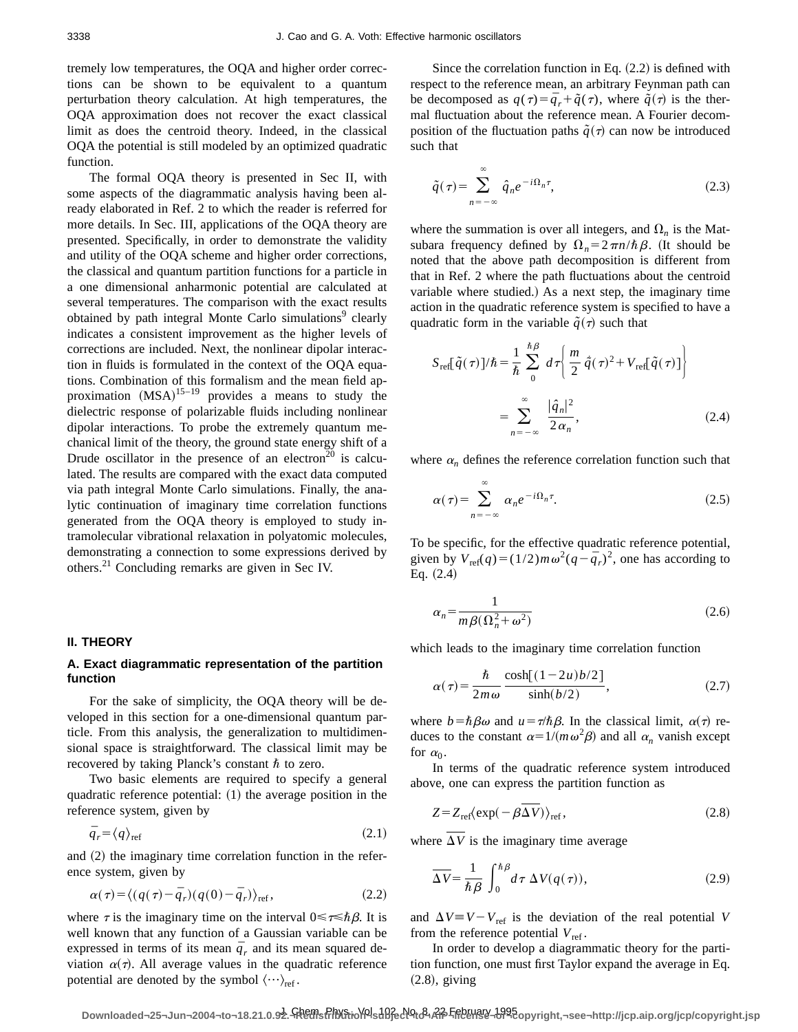tremely low temperatures, the OQA and higher order corrections can be shown to be equivalent to a quantum perturbation theory calculation. At high temperatures, the OQA approximation does not recover the exact classical limit as does the centroid theory. Indeed, in the classical OQA the potential is still modeled by an optimized quadratic function.

The formal OQA theory is presented in Sec II, with some aspects of the diagrammatic analysis having been already elaborated in Ref. 2 to which the reader is referred for more details. In Sec. III, applications of the OQA theory are presented. Specifically, in order to demonstrate the validity and utility of the OQA scheme and higher order corrections, the classical and quantum partition functions for a particle in a one dimensional anharmonic potential are calculated at several temperatures. The comparison with the exact results obtained by path integral Monte Carlo simulations[9] clearly indicates a consistent improvement as the higher levels of corrections are included. Next, the nonlinear dipolar interaction in fluids is formulated in the context of the OQA equations. Combination of this formalism and the mean field approximation (MSA)[15–19] provides a means to study the dielectric response of polarizable fluids including nonlinear dipolar interactions. To probe the extremely quantum mechanical limit of the theory, the ground state energy shift of a Drude oscillator in the presence of an electron[20] is calculated. The results are compared with the exact data computed via path integral Monte Carlo simulations. Finally, the analytic continuation of imaginary time correlation functions generated from the OQA theory is employed to study intramolecular vibrational relaxation in polyatomic molecules, demonstrating a connection to some expressions derived by others.[21] Concluding remarks are given in Sec IV.

## II. THEORY

### A. Exact diagrammatic representation of the partition function

For the sake of simplicity, the OQA theory will be developed in this section for a one-dimensional quantum particle. From this analysis, the generalization to multidimensional space is straightforward. The classical limit may be recovered by taking Planck's constant $\hbar$ to zero.

Two basic elements are required to specify a general quadratic reference potential: (1) the average position in the reference system, given by

$$\bar{q}_r = \langle q \rangle_{\text{ref}} \tag{2.1}$$

and (2) the imaginary time correlation function in the reference system, given by

$$\alpha(\tau) = \langle (q(\tau) - \bar{q}_r)(q(0) - \bar{q}_r) \rangle_{\text{ref}}, \tag{2.2}$$

where $\tau$ is the imaginary time on the interval $0 \leq \tau \leq \hbar\beta$. It is well known that any function of a Gaussian variable can be expressed in terms of its mean $\bar{q}_r$ and its mean squared deviation $\alpha(\tau)$. All average values in the quadratic reference potential are denoted by the symbol $\langle \cdots \rangle_{\text{ref}}$.

Since the correlation function in Eq. (2.2) is defined with respect to the reference mean, an arbitrary Feynman path can be decomposed as $q(\tau) = \bar{q}_r + \tilde{q}(\tau)$, where $\tilde{q}(\tau)$ is the thermal fluctuation about the reference mean. A Fourier decomposition of the fluctuation paths $\tilde{q}(\tau)$ can now be introduced such that

$$\tilde{q}(\tau) = \sum_{n=-\infty}^{\infty} \hat{q}_n e^{-i\Omega_n \tau}, \tag{2.3}$$

where the summation is over all integers, and $\Omega_n$ is the Matsubara frequency defined by $\Omega_n = 2\pi n/\hbar\beta$. (It should be noted that the above path decomposition is different from that in Ref. 2 where the path fluctuations about the centroid variable where studied.) As a next step, the imaginary time action in the quadratic reference system is specified to have a quadratic form in the variable $\tilde{q}(\tau)$ such that

$$S_{\text{ref}}[\tilde{q}(\tau)]/\hbar = \frac{1}{\hbar} \sum_{0}^{\hbar\beta} d\tau \left\{ \frac{m}{2} \dot{\tilde{q}}(\tau)^2 + V_{\text{ref}}[\tilde{q}(\tau)] \right\}$$
$$= \sum_{n=-\infty}^{\infty} \frac{|\hat{q}_n|^2}{2\alpha_n}, \tag{2.4}$$

where $\alpha_n$ defines the reference correlation function such that

$$\alpha(\tau) = \sum_{n=-\infty}^{\infty} \alpha_n e^{-i\Omega_n \tau}. \tag{2.5}$$

To be specific, for the effective quadratic reference potential, given by $V_{\text{ref}}(q) = (1/2)m\omega^2(q - \bar{q}_r)^2$, one has according to Eq. (2.4)

$$\alpha_n = \frac{1}{m\beta(\Omega_n^2 + \omega^2)} \tag{2.6}$$

which leads to the imaginary time correlation function

$$\alpha(\tau) = \frac{\hbar}{2m\omega} \frac{\cosh[(1-2u)b/2]}{\sinh(b/2)}, \tag{2.7}$$

where $b = \hbar\beta\omega$ and $u = \tau/\hbar\beta$. In the classical limit, $\alpha(\tau)$ reduces to the constant $\alpha = 1/(m\omega^2\beta)$ and all $\alpha_n$ vanish except for $\alpha_0$.

In terms of the quadratic reference system introduced above, one can express the partition function as

$$Z = Z_{\text{ref}} \langle \exp(-\beta \overline{\Delta V}) \rangle_{\text{ref}}, \tag{2.8}$$

where $\overline{\Delta V}$ is the imaginary time average

$$\overline{\Delta V} = \frac{1}{\hbar\beta} \int_0^{\hbar\beta} d\tau \, \Delta V(q(\tau)), \tag{2.9}$$

and $\Delta V \equiv V - V_{\text{ref}}$ is the deviation of the real potential $V$ from the reference potential $V_{\text{ref}}$.

In order to develop a diagrammatic theory for the partition function, one must first Taylor expand the average in Eq. (2.8), giving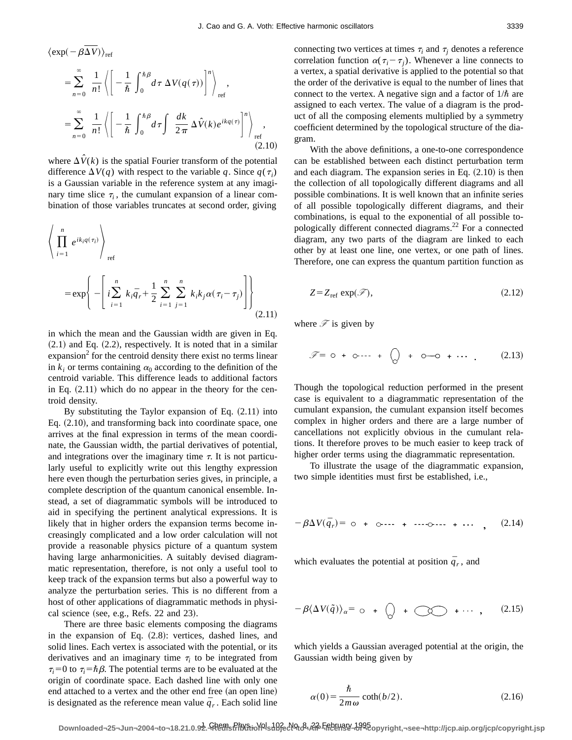$$\langle \exp(-\beta\overline{\Delta V})\rangle_{\text{ref}}$$

$$=\sum_{n=0}^{\infty}\frac{1}{n!}\left\langle\left[-\frac{1}{\hbar}\int_0^{\hbar\beta}d\tau\,\Delta V(q(\tau))\right]^n\right\rangle_{\text{ref}},$$

$$=\sum_{n=0}^{\infty}\frac{1}{n!}\left\langle\left[-\frac{1}{\hbar}\int_0^{\hbar\beta}d\tau\int\frac{dk}{2\pi}\,\Delta\hat{V}(k)e^{ikq(\tau)}\right]^n\right\rangle_{\text{ref}}, \tag{2.10}$$

where $\Delta\hat{V}(k)$ is the spatial Fourier transform of the potential difference $\Delta V(q)$ with respect to the variable $q$. Since $q(\tau_i)$ is a Gaussian variable in the reference system at any imaginary time slice $\tau_i$, the cumulant expansion of a linear combination of those variables truncates at second order, giving

$$\left\langle\prod_{i=1}^{n}e^{ik_iq(\tau_i)}\right\rangle_{\text{ref}}$$

$$=\exp\left\{-\left[i\sum_{i=1}^{n}k_i\bar{q}_r+\frac{1}{2}\sum_{i=1}^{n}\sum_{j=1}^{n}k_ik_j\alpha(\tau_i-\tau_j)\right]\right\} \tag{2.11}$$

in which the mean and the Gaussian width are given in Eq. (2.1) and Eq. (2.2), respectively. It is noted that in a similar expansion[2] for the centroid density there exist no terms linear in $k_i$ or terms containing $\alpha_0$ according to the definition of the centroid variable. This difference leads to additional factors in Eq. (2.11) which do no appear in the theory for the centroid density.

By substituting the Taylor expansion of Eq. (2.11) into Eq. (2.10), and transforming back into coordinate space, one arrives at the final expression in terms of the mean coordinate, the Gaussian width, the partial derivatives of potential, and integrations over the imaginary time $\tau$. It is not particularly useful to explicitly write out this lengthy expression here even though the perturbation series gives, in principle, a complete description of the quantum canonical ensemble. Instead, a set of diagrammatic symbols will be introduced to aid in specifying the pertinent analytical expressions. It is likely that in higher orders the expansion terms become increasingly complicated and a low order calculation will not provide a reasonable physics picture of a quantum system having large anharmonicities. A suitably devised diagrammatic representation, therefore, is not only a useful tool to keep track of the expansion terms but also a powerful way to analyze the perturbation series. This is no different from a host of other applications of diagrammatic methods in physical science (see, e.g., Refs. 22 and 23).

There are three basic elements composing the diagrams in the expansion of Eq. (2.8): vertices, dashed lines, and solid lines. Each vertex is associated with the potential, or its derivatives and an imaginary time $\tau_i$ to be integrated from $\tau_i=0$ to $\tau_i=\hbar\beta$. The potential terms are to be evaluated at the origin of coordinate space. Each dashed line with only one end attached to a vertex and the other end free (an open line) is designated as the reference mean value $\bar{q}_r$. Each solid line connecting two vertices at times $\tau_i$ and $\tau_j$ denotes a reference correlation function $\alpha(\tau_i-\tau_j)$. Whenever a line connects to a vertex, a spatial derivative is applied to the potential so that the order of the derivative is equal to the number of lines that connect to the vertex. A negative sign and a factor of $1/\hbar$ are assigned to each vertex. The value of a diagram is the product of all the composing elements multiplied by a symmetry coefficient determined by the topological structure of the diagram.

With the above definitions, a one-to-one correspondence can be established between each distinct perturbation term and each diagram. The expansion series in Eq. (2.10) is then the collection of all topologically different diagrams and all possible combinations. It is well known that an infinite series of all possible topologically different diagrams, and their combinations, is equal to the exponential of all possible topologically different connected diagrams.[22] For a connected diagram, any two parts of the diagram are linked to each other by at least one line, one vertex, or one path of lines. Therefore, one can express the quantum partition function as

$$Z=Z_{\text{ref}}\exp(\mathscr{F}), \tag{2.12}$$

where $\mathscr{F}$ is given by

$$\mathscr{F}=\circ+\circ\text{----}+\text{(loop)}+\circ\!\!-\!\!\circ+\cdots. \tag{2.13}$$

Though the topological reduction performed in the present case is equivalent to a diagrammatic representation of the cumulant expansion, the cumulant expansion itself becomes complex in higher orders and there are a large number of cancellations not explicitly obvious in the cumulant relations. It therefore proves to be much easier to keep track of higher order terms using the diagrammatic representation.

To illustrate the usage of the diagrammatic expansion, two simple identities must first be established, i.e.,

$$-\beta\Delta V(\bar{q}_r)=\circ+\circ\text{----}+\text{----}\circ\text{----}+\cdots, \tag{2.14}$$

which evaluates the potential at position $\bar{q}_r$, and

$$-\beta\langle\Delta V(\tilde{q})\rangle_\alpha=\circ+\text{(loop)}+\text{(double loop)}+\cdots, \tag{2.15}$$

which yields a Gaussian averaged potential at the origin, the Gaussian width being given by

$$\alpha(0)=\frac{\hbar}{2m\omega}\coth(b/2). \tag{2.16}$$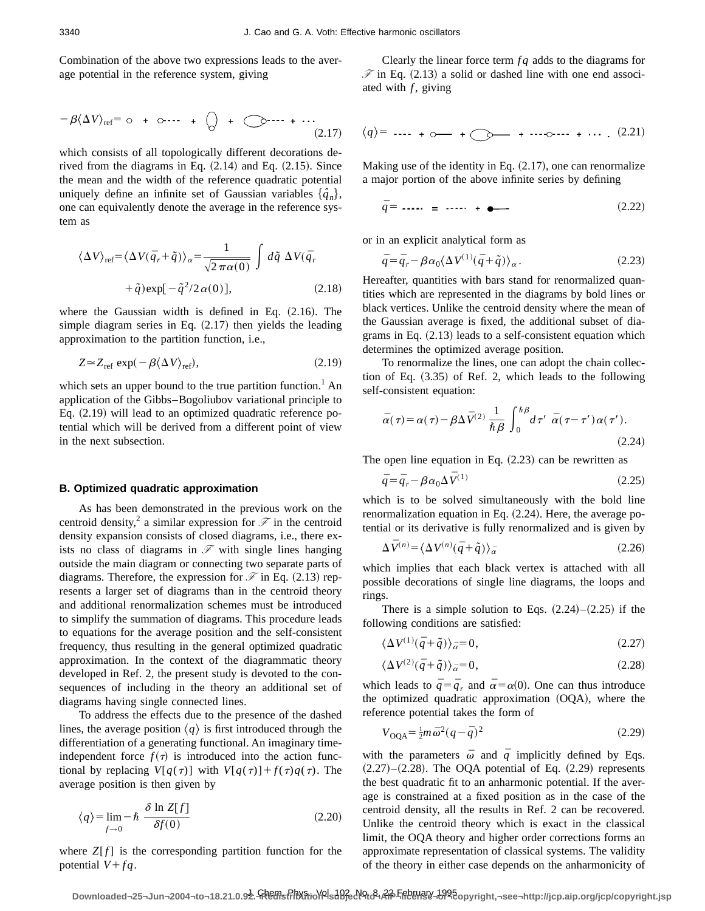Combination of the above two expressions leads to the average potential in the reference system, giving

$$-\beta\langle\Delta V\rangle_{\text{ref}} = \circ \;+\; \circ\text{----} \;+\; \bigcirc\!\!\circ \;+\; \bigcirc\!\!\circ\text{----} \;+\; \cdots \tag{2.17}$$

which consists of all topologically different decorations derived from the diagrams in Eq. (2.14) and Eq. (2.15). Since the mean and the width of the reference quadratic potential uniquely define an infinite set of Gaussian variables $\{\hat{q}_n\}$, one can equivalently denote the average in the reference system as

$$\langle\Delta V\rangle_{\text{ref}} = \langle\Delta V(\bar{q}_r + \tilde{q})\rangle_\alpha = \frac{1}{\sqrt{2\pi\alpha(0)}} \int d\tilde{q}\; \Delta V(\bar{q}_r + \tilde{q}) \exp[-\tilde{q}^2/2\alpha(0)], \tag{2.18}$$

where the Gaussian width is defined in Eq. (2.16). The simple diagram series in Eq. (2.17) then yields the leading approximation to the partition function, i.e.,

$$Z \simeq Z_{\text{ref}} \exp(-\beta\langle\Delta V\rangle_{\text{ref}}), \tag{2.19}$$

which sets an upper bound to the true partition function.[1] An application of the Gibbs–Bogoliubov variational principle to Eq. (2.19) will lead to an optimized quadratic reference potential which will be derived from a different point of view in the next subsection.

### B. Optimized quadratic approximation

As has been demonstrated in the previous work on the centroid density,[2] a similar expression for $\mathcal{F}$ in the centroid density expansion consists of closed diagrams, i.e., there exists no class of diagrams in $\mathcal{F}$ with single lines hanging outside the main diagram or connecting two separate parts of diagrams. Therefore, the expression for $\mathcal{F}$ in Eq. (2.13) represents a larger set of diagrams than in the centroid theory and additional renormalization schemes must be introduced to simplify the summation of diagrams. This procedure leads to equations for the average position and the self-consistent frequency, thus resulting in the general optimized quadratic approximation. In the context of the diagrammatic theory developed in Ref. 2, the present study is devoted to the consequences of including in the theory an additional set of diagrams having single connected lines.

To address the effects due to the presence of the dashed lines, the average position $\langle q\rangle$ is first introduced through the differentiation of a generating functional. An imaginary time-independent force $f(\tau)$ is introduced into the action functional by replacing $V[q(\tau)]$ with $V[q(\tau)] + f(\tau)q(\tau)$. The average position is then given by

$$\langle q\rangle = \lim_{f\to 0} -\hbar\, \frac{\delta \ln Z[f]}{\delta f(0)} \tag{2.20}$$

where $Z[f]$ is the corresponding partition function for the potential $V + fq$.

Clearly the linear force term $fq$ adds to the diagrams for $\mathcal{F}$ in Eq. (2.13) a solid or dashed line with one end associated with $f$, giving

$$\langle q\rangle = \text{----} \;+\; \circ\text{——} \;+\; \bigcirc\!\!\circ\text{——} \;+\; \text{----}\circ\text{----} \;+\; \cdots. \tag{2.21}$$

Making use of the identity in Eq. (2.17), one can renormalize a major portion of the above infinite series by defining

$$\bar{q} = \text{----} = \text{----} \;+\; \bullet\text{——} \tag{2.22}$$

or in an explicit analytical form as

$$\bar{q} = \bar{q}_r - \beta\alpha_0\langle\Delta V^{(1)}(\bar{q} + \tilde{q})\rangle_\alpha. \tag{2.23}$$

Hereafter, quantities with bars stand for renormalized quantities which are represented in the diagrams by bold lines or black vertices. Unlike the centroid density where the mean of the Gaussian average is fixed, the additional subset of diagrams in Eq. (2.13) leads to a self-consistent equation which determines the optimized average position.

To renormalize the lines, one can adopt the chain collection of Eq. (3.35) of Ref. 2, which leads to the following self-consistent equation:

$$\bar{\alpha}(\tau) = \alpha(\tau) - \beta\Delta\bar{V}^{(2)} \frac{1}{\hbar\beta} \int_0^{\hbar\beta} d\tau'\; \bar{\alpha}(\tau - \tau')\alpha(\tau'). \tag{2.24}$$

The open line equation in Eq. (2.23) can be rewritten as

$$\bar{q} = \bar{q}_r - \beta\alpha_0\Delta\bar{V}^{(1)} \tag{2.25}$$

which is to be solved simultaneously with the bold line renormalization equation in Eq. (2.24). Here, the average potential or its derivative is fully renormalized and is given by

$$\Delta\bar{V}^{(n)} = \langle\Delta V^{(n)}(\bar{q} + \tilde{q})\rangle_{\bar{\alpha}} \tag{2.26}$$

which implies that each black vertex is attached with all possible decorations of single line diagrams, the loops and rings.

There is a simple solution to Eqs. (2.24)–(2.25) if the following conditions are satisfied:

$$\langle\Delta V^{(1)}(\bar{q} + \tilde{q})\rangle_{\bar{\alpha}} = 0, \tag{2.27}$$

$$\langle\Delta V^{(2)}(\bar{q} + \tilde{q})\rangle_{\bar{\alpha}} = 0, \tag{2.28}$$

which leads to $\bar{q} = \bar{q}_r$ and $\bar{\alpha} = \alpha(0)$. One can thus introduce the optimized quadratic approximation (OQA), where the reference potential takes the form of

$$V_{\text{OQA}} = \tfrac{1}{2}m\bar{\omega}^2(q - \bar{q})^2 \tag{2.29}$$

with the parameters $\bar{\omega}$ and $\bar{q}$ implicitly defined by Eqs. (2.27)–(2.28). The OQA potential of Eq. (2.29) represents the best quadratic fit to an anharmonic potential. If the average is constrained at a fixed position as in the case of the centroid density, all the results in Ref. 2 can be recovered. Unlike the centroid theory which is exact in the classical limit, the OQA theory and higher order corrections forms an approximate representation of classical systems. The validity of the theory in either case depends on the anharmonicity of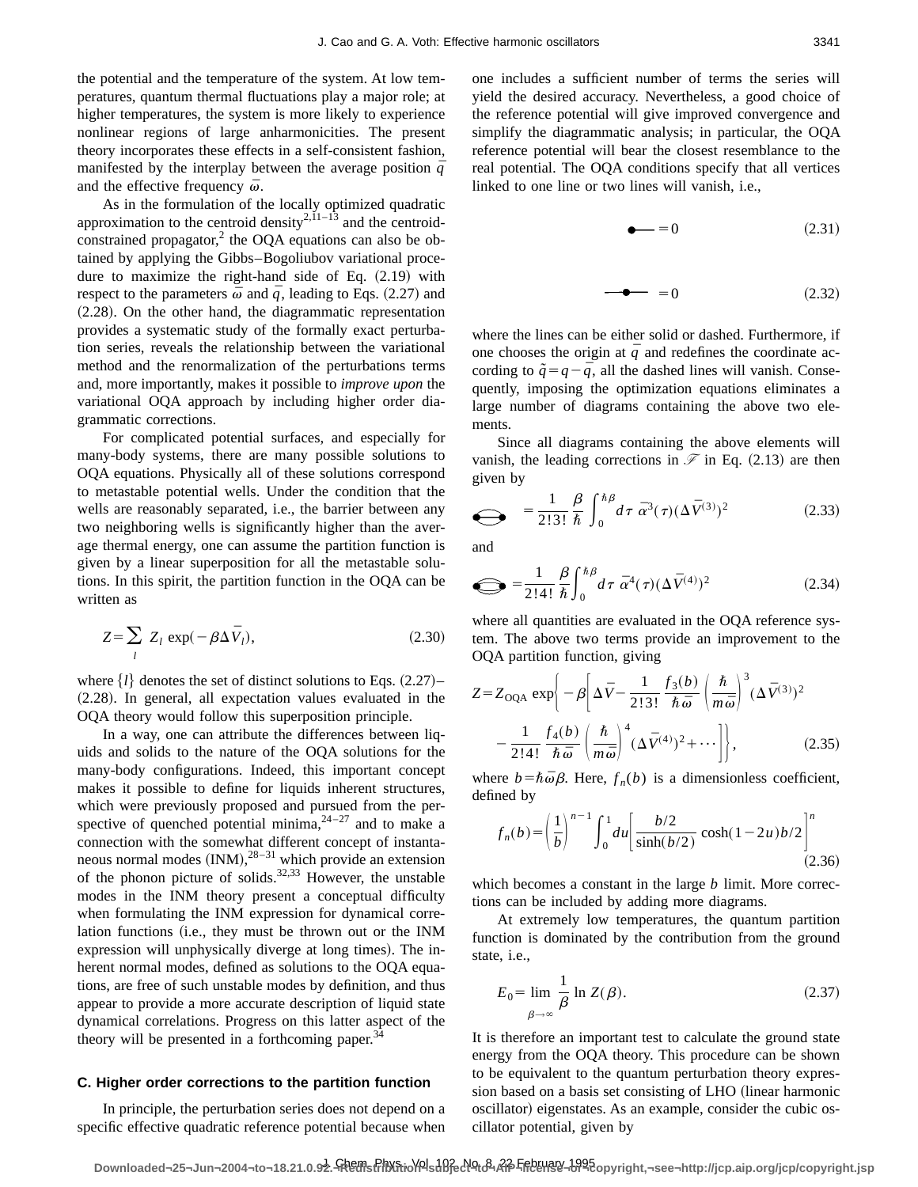the potential and the temperature of the system. At low temperatures, quantum thermal fluctuations play a major role; at higher temperatures, the system is more likely to experience nonlinear regions of large anharmonicities. The present theory incorporates these effects in a self-consistent fashion, manifested by the interplay between the average position $\bar{q}$ and the effective frequency $\bar{\omega}$.

As in the formulation of the locally optimized quadratic approximation to the centroid density[2,11–13] and the centroid-constrained propagator,[2] the OQA equations can also be obtained by applying the Gibbs–Bogoliubov variational procedure to maximize the right-hand side of Eq. (2.19) with respect to the parameters $\bar{\omega}$ and $\bar{q}$, leading to Eqs. (2.27) and (2.28). On the other hand, the diagrammatic representation provides a systematic study of the formally exact perturbation series, reveals the relationship between the variational method and the renormalization of the perturbations terms and, more importantly, makes it possible to *improve upon* the variational OQA approach by including higher order diagrammatic corrections.

For complicated potential surfaces, and especially for many-body systems, there are many possible solutions to OQA equations. Physically all of these solutions correspond to metastable potential wells. Under the condition that the wells are reasonably separated, i.e., the barrier between any two neighboring wells is significantly higher than the average thermal energy, one can assume the partition function is given by a linear superposition for all the metastable solutions. In this spirit, the partition function in the OQA can be written as

$$Z=\sum_{l} Z_l \exp(-\beta\Delta\bar{V}_l), \tag{2.30}$$

where $\{l\}$ denotes the set of distinct solutions to Eqs. (2.27)–(2.28). In general, all expectation values evaluated in the OQA theory would follow this superposition principle.

In a way, one can attribute the differences between liquids and solids to the nature of the OQA solutions for the many-body configurations. Indeed, this important concept makes it possible to define for liquids inherent structures, which were previously proposed and pursued from the perspective of quenched potential minima,[24–27] and to make a connection with the somewhat different concept of instantaneous normal modes (INM),[28–31] which provide an extension of the phonon picture of solids.[32,33] However, the unstable modes in the INM theory present a conceptual difficulty when formulating the INM expression for dynamical correlation functions (i.e., they must be thrown out or the INM expression will unphysically diverge at long times). The inherent normal modes, defined as solutions to the OQA equations, are free of such unstable modes by definition, and thus appear to provide a more accurate description of liquid state dynamical correlations. Progress on this latter aspect of the theory will be presented in a forthcoming paper.[34]

### C. Higher order corrections to the partition function

In principle, the perturbation series does not depend on a specific effective quadratic reference potential because when one includes a sufficient number of terms the series will yield the desired accuracy. Nevertheless, a good choice of the reference potential will give improved convergence and simplify the diagrammatic analysis; in particular, the OQA reference potential will bear the closest resemblance to the real potential. The OQA conditions specify that all vertices linked to one line or two lines will vanish, i.e.,

$$\bullet\!\!-\!\!-\; = 0 \tag{2.31}$$

$$-\!\!-\!\!\bullet\!\!-\!\!-\; = 0 \tag{2.32}$$

where the lines can be either solid or dashed. Furthermore, if one chooses the origin at $\bar{q}$ and redefines the coordinate according to $\tilde{q}=q-\bar{q}$, all the dashed lines will vanish. Consequently, imposing the optimization equations eliminates a large number of diagrams containing the above two elements.

Since all diagrams containing the above elements will vanish, the leading corrections in $\mathscr{F}$ in Eq. (2.13) are then given by

$$[\text{diagram}] = \frac{1}{2!3!}\frac{\beta}{\hbar}\int_0^{\hbar\beta} d\tau\; \bar{\alpha}^3(\tau)(\Delta\bar{V}^{(3)})^2 \tag{2.33}$$

and

$$[\text{diagram}] = \frac{1}{2!4!}\frac{\beta}{\hbar}\int_0^{\hbar\beta} d\tau\; \bar{\alpha}^4(\tau)(\Delta\bar{V}^{(4)})^2 \tag{2.34}$$

where all quantities are evaluated in the OQA reference system. The above two terms provide an improvement to the OQA partition function, giving

$$Z=Z_{\text{OQA}}\exp\left\{-\beta\left[\Delta\bar{V}-\frac{1}{2!3!}\frac{f_3(b)}{\hbar\bar{\omega}}\left(\frac{\hbar}{m\bar{\omega}}\right)^3(\Delta\bar{V}^{(3)})^2 -\frac{1}{2!4!}\frac{f_4(b)}{\hbar\bar{\omega}}\left(\frac{\hbar}{m\bar{\omega}}\right)^4(\Delta\bar{V}^{(4)})^2+\cdots\right]\right\}, \tag{2.35}$$

where $b=\hbar\bar{\omega}\beta$. Here, $f_n(b)$ is a dimensionless coefficient, defined by

$$f_n(b)=\left(\frac{1}{b}\right)^{n-1}\int_0^1 du\left[\frac{b/2}{\sinh(b/2)}\cosh(1-2u)b/2\right]^n \tag{2.36}$$

which becomes a constant in the large $b$ limit. More corrections can be included by adding more diagrams.

At extremely low temperatures, the quantum partition function is dominated by the contribution from the ground state, i.e.,

$$E_0=\lim_{\beta\to\infty}\frac{1}{\beta}\ln Z(\beta). \tag{2.37}$$

It is therefore an important test to calculate the ground state energy from the OQA theory. This procedure can be shown to be equivalent to the quantum perturbation theory expression based on a basis set consisting of LHO (linear harmonic oscillator) eigenstates. As an example, consider the cubic oscillator potential, given by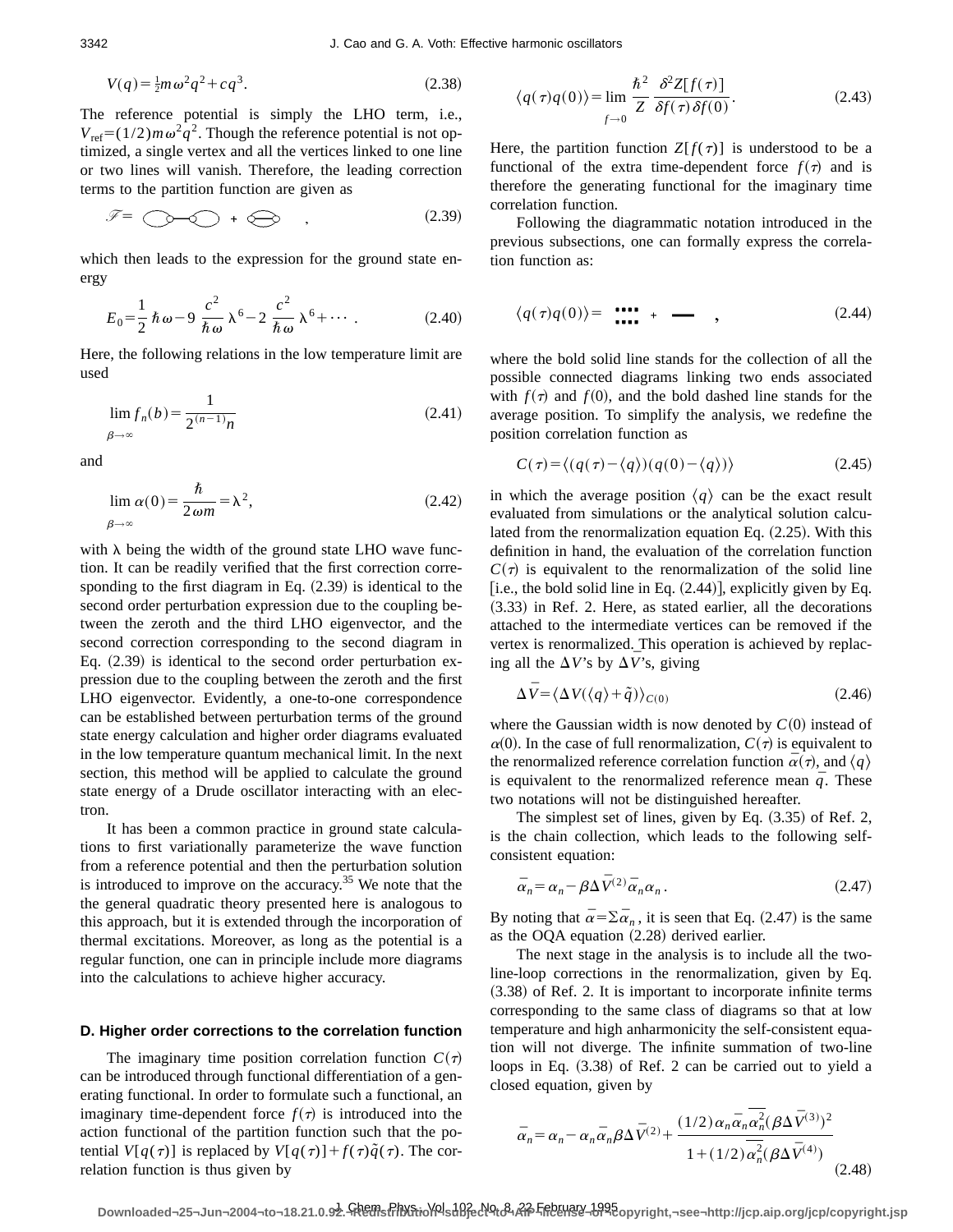$$V(q)=\tfrac{1}{2}m\omega^2q^2+cq^3. \tag{2.38}$$

The reference potential is simply the LHO term, i.e., $V_{\rm ref}=(1/2)m\omega^2q^2$. Though the reference potential is not optimized, a single vertex and all the vertices linked to one line or two lines will vanish. Therefore, the leading correction terms to the partition function are given as

$$\mathscr{F}= \quad + \quad , \tag{2.39}$$

which then leads to the expression for the ground state energy

$$E_0=\frac{1}{2}\hbar\omega-9\frac{c^2}{\hbar\omega}\lambda^6-2\frac{c^2}{\hbar\omega}\lambda^6+\cdots. \tag{2.40}$$

Here, the following relations in the low temperature limit are used

$$\lim_{\beta\to\infty} f_n(b)=\frac{1}{2^{(n-1)}n} \tag{2.41}$$

and

$$\lim_{\beta\to\infty}\alpha(0)=\frac{\hbar}{2\omega m}=\lambda^2, \tag{2.42}$$

with $\lambda$ being the width of the ground state LHO wave function. It can be readily verified that the first correction corresponding to the first diagram in Eq. (2.39) is identical to the second order perturbation expression due to the coupling between the zeroth and the third LHO eigenvector, and the second correction corresponding to the second diagram in Eq. (2.39) is identical to the second order perturbation expression due to the coupling between the zeroth and the first LHO eigenvector. Evidently, a one-to-one correspondence can be established between perturbation terms of the ground state energy calculation and higher order diagrams evaluated in the low temperature quantum mechanical limit. In the next section, this method will be applied to calculate the ground state energy of a Drude oscillator interacting with an electron.

It has been a common practice in ground state calculations to first variationally parameterize the wave function from a reference potential and then the perturbation solution is introduced to improve on the accuracy.[35] We note that the general quadratic theory presented here is analogous to this approach, but it is extended through the incorporation of thermal excitations. Moreover, as long as the potential is a regular function, one can in principle include more diagrams into the calculations to achieve higher accuracy.

### D. Higher order corrections to the correlation function

The imaginary time position correlation function $C(\tau)$ can be introduced through functional differentiation of a generating functional. In order to formulate such a functional, an imaginary time-dependent force $f(\tau)$ is introduced into the action functional of the partition function such that the potential $V[q(\tau)]$ is replaced by $V[q(\tau)]+f(\tau)\tilde{q}(\tau)$. The correlation function is thus given by

$$\langle q(\tau)q(0)\rangle=\lim_{f\to 0}\frac{\hbar^2}{Z}\frac{\delta^2 Z[f(\tau)]}{\delta f(\tau)\delta f(0)}. \tag{2.43}$$

Here, the partition function $Z[f(\tau)]$ is understood to be a functional of the extra time-dependent force $f(\tau)$ and is therefore the generating functional for the imaginary time correlation function.

Following the diagrammatic notation introduced in the previous subsections, one can formally express the correlation function as:

$$\langle q(\tau)q(0)\rangle= \quad + \quad , \tag{2.44}$$

where the bold solid line stands for the collection of all the possible connected diagrams linking two ends associated with $f(\tau)$ and $f(0)$, and the bold dashed line stands for the average position. To simplify the analysis, we redefine the position correlation function as

$$C(\tau)=\langle(q(\tau)-\langle q\rangle)(q(0)-\langle q\rangle)\rangle \tag{2.45}$$

in which the average position $\langle q\rangle$ can be the exact result evaluated from simulations or the analytical solution calculated from the renormalization equation Eq. (2.25). With this definition in hand, the evaluation of the correlation function $C(\tau)$ is equivalent to the renormalization of the solid line [i.e., the bold solid line in Eq. (2.44)], explicitly given by Eq. (3.33) in Ref. 2. Here, as stated earlier, all the decorations attached to the intermediate vertices can be removed if the vertex is renormalized. This operation is achieved by replacing all the $\Delta V$'s by $\Delta\bar{V}$'s, giving

$$\Delta\bar{V}=\langle\Delta V(\langle q\rangle+\tilde{q})\rangle_{C(0)} \tag{2.46}$$

where the Gaussian width is now denoted by $C(0)$ instead of $\alpha(0)$. In the case of full renormalization, $C(\tau)$ is equivalent to the renormalized reference correlation function $\bar{\alpha}(\tau)$, and $\langle q\rangle$ is equivalent to the renormalized reference mean $\bar{q}$. These two notations will not be distinguished hereafter.

The simplest set of lines, given by Eq. (3.35) of Ref. 2, is the chain collection, which leads to the following self-consistent equation:

$$\bar{\alpha}_n=\alpha_n-\beta\Delta\bar{V}^{(2)}\bar{\alpha}_n\alpha_n. \tag{2.47}$$

By noting that $\bar{\alpha}=\Sigma\bar{\alpha}_n$, it is seen that Eq. (2.47) is the same as the OQA equation (2.28) derived earlier.

The next stage in the analysis is to include all the two-line-loop corrections in the renormalization, given by Eq. (3.38) of Ref. 2. It is important to incorporate infinite terms corresponding to the same class of diagrams so that at low temperature and high anharmonicity the self-consistent equation will not diverge. The infinite summation of two-line loops in Eq. (3.38) of Ref. 2 can be carried out to yield a closed equation, given by

$$\bar{\alpha}_n=\alpha_n-\alpha_n\bar{\alpha}_n\beta\Delta\bar{V}^{(2)}+\frac{(1/2)\alpha_n\bar{\alpha}_n\overline{\bar{\alpha}_n^2}(\beta\Delta\bar{V}^{(3)})^2}{1+(1/2)\overline{\bar{\alpha}_n^2}(\beta\Delta\bar{V}^{(4)})} \tag{2.48}$$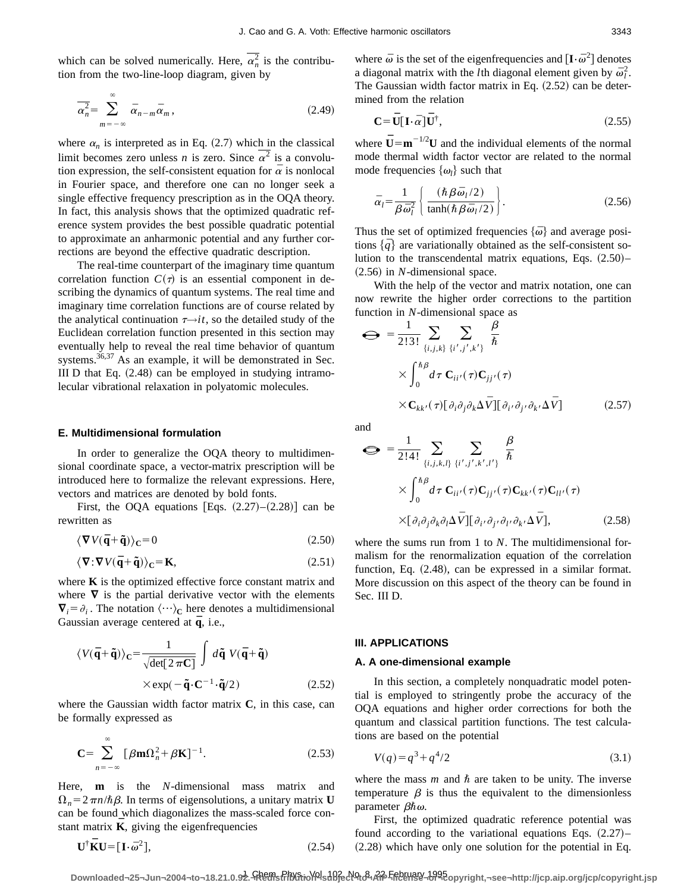which can be solved numerically. Here, $\overline{\alpha_n^2}$ is the contribution from the two-line-loop diagram, given by

$$\overline{\alpha_n^2} = \sum_{m=-\infty}^{\infty} \bar{\alpha}_{n-m} \bar{\alpha}_m, \tag{2.49}$$

where $\alpha_n$ is interpreted as in Eq. (2.7) which in the classical limit becomes zero unless $n$ is zero. Since $\overline{\alpha^2}$ is a convolution expression, the self-consistent equation for $\bar{\alpha}$ is nonlocal in Fourier space, and therefore one can no longer seek a single effective frequency prescription as in the OQA theory. In fact, this analysis shows that the optimized quadratic reference system provides the best possible quadratic potential to approximate an anharmonic potential and any further corrections are beyond the effective quadratic description.

The real-time counterpart of the imaginary time quantum correlation function $C(\tau)$ is an essential component in describing the dynamics of quantum systems. The real time and imaginary time correlation functions are of course related by the analytical continuation $\tau \rightarrow it$, so the detailed study of the Euclidean correlation function presented in this section may eventually help to reveal the real time behavior of quantum systems.[36,37] As an example, it will be demonstrated in Sec. III D that Eq. (2.48) can be employed in studying intramolecular vibrational relaxation in polyatomic molecules.

### E. Multidimensional formulation

In order to generalize the OQA theory to multidimensional coordinate space, a vector-matrix prescription will be introduced here to formalize the relevant expressions. Here, vectors and matrices are denoted by bold fonts.

First, the OQA equations [Eqs. (2.27)–(2.28)] can be rewritten as

$$\langle \boldsymbol{\nabla} V(\bar{\mathbf{q}} + \tilde{\mathbf{q}}) \rangle_{\mathbf{C}} = 0 \tag{2.50}$$

$$\langle \boldsymbol{\nabla} : \boldsymbol{\nabla} V(\bar{\mathbf{q}} + \tilde{\mathbf{q}}) \rangle_{\mathbf{C}} = \mathbf{K}, \tag{2.51}$$

where $\mathbf{K}$ is the optimized effective force constant matrix and where $\boldsymbol{\nabla}$ is the partial derivative vector with the elements $\boldsymbol{\nabla}_i = \partial_i$. The notation $\langle \cdots \rangle_{\mathbf{C}}$ here denotes a multidimensional Gaussian average centered at $\bar{\mathbf{q}}$, i.e.,

$$\langle V(\bar{\mathbf{q}} + \tilde{\mathbf{q}}) \rangle_{\mathbf{C}} = \frac{1}{\sqrt{\det[2\pi \mathbf{C}]}} \int d\tilde{\mathbf{q}}\; V(\bar{\mathbf{q}} + \tilde{\mathbf{q}}) \times \exp(-\tilde{\mathbf{q}} \cdot \mathbf{C}^{-1} \cdot \tilde{\mathbf{q}}/2) \tag{2.52}$$

where the Gaussian width factor matrix $\mathbf{C}$, in this case, can be formally expressed as

$$\mathbf{C} = \sum_{n=-\infty}^{\infty} [\beta \mathbf{m} \Omega_n^2 + \beta \mathbf{K}]^{-1}. \tag{2.53}$$

Here, $\mathbf{m}$ is the $N$-dimensional mass matrix and $\Omega_n = 2\pi n / \hbar \beta$. In terms of eigensolutions, a unitary matrix $\mathbf{U}$ can be found which diagonalizes the mass-scaled force constant matrix $\bar{\mathbf{K}}$, giving the eigenfrequencies

$$\mathbf{U}^{\dagger} \bar{\mathbf{K}} \mathbf{U} = [\mathbf{I} \cdot \bar{\omega}^2], \tag{2.54}$$

where $\bar{\omega}$ is the set of the eigenfrequencies and $[\mathbf{I} \cdot \bar{\omega}^2]$ denotes a diagonal matrix with the $l$th diagonal element given by $\bar{\omega}_l^2$. The Gaussian width factor matrix in Eq. (2.52) can be determined from the relation

$$\mathbf{C} = \bar{\mathbf{U}} [\mathbf{I} \cdot \bar{\alpha}] \bar{\mathbf{U}}^{\dagger}, \tag{2.55}$$

where $\bar{\mathbf{U}} = \mathbf{m}^{-1/2} \mathbf{U}$ and the individual elements of the normal mode thermal width factor vector are related to the normal mode frequencies $\{\omega_l\}$ such that

$$\bar{\alpha}_l = \frac{1}{\beta \bar{\omega}_l^2} \left\{ \frac{(\hbar \beta \bar{\omega}_l / 2)}{\tanh(\hbar \beta \bar{\omega}_l / 2)} \right\}. \tag{2.56}$$

Thus the set of optimized frequencies $\{\bar{\omega}\}$ and average positions $\{\bar{q}\}$ are variationally obtained as the self-consistent solution to the transcendental matrix equations, Eqs. (2.50)–(2.56) in $N$-dimensional space.

With the help of the vector and matrix notation, one can now rewrite the higher order corrections to the partition function in $N$-dimensional space as

$$\ominus = \frac{1}{2!3!} \sum_{\{i,j,k\}} \sum_{\{i',j',k'\}} \frac{\beta}{\hbar} \times \int_0^{\hbar\beta} d\tau\, \mathbf{C}_{ii'}(\tau) \mathbf{C}_{jj'}(\tau) \times \mathbf{C}_{kk'}(\tau) [\partial_i \partial_j \partial_k \Delta \bar{V}] [\partial_{i'} \partial_{j'} \partial_{k'} \Delta \bar{V}] \tag{2.57}$$

and

$$\ominus = \frac{1}{2!4!} \sum_{\{i,j,k,l\}} \sum_{\{i',j',k',l'\}} \frac{\beta}{\hbar} \times \int_0^{\hbar\beta} d\tau\, \mathbf{C}_{ii'}(\tau) \mathbf{C}_{jj'}(\tau) \mathbf{C}_{kk'}(\tau) \mathbf{C}_{ll'}(\tau) \times [\partial_i \partial_j \partial_k \partial_l \Delta \bar{V}] [\partial_{i'} \partial_{j'} \partial_{l'} \partial_{k'} \Delta \bar{V}], \tag{2.58}$$

where the sums run from 1 to $N$. The multidimensional formalism for the renormalization equation of the correlation function, Eq. (2.48), can be expressed in a similar format. More discussion on this aspect of the theory can be found in Sec. III D.

## III. APPLICATIONS

### A. A one-dimensional example

In this section, a completely nonquadratic model potential is employed to stringently probe the accuracy of the OQA equations and higher order corrections for both the quantum and classical partition functions. The test calculations are based on the potential

$$V(q) = q^3 + q^4/2 \tag{3.1}$$

where the mass $m$ and $\hbar$ are taken to be unity. The inverse temperature $\beta$ is thus the equivalent to the dimensionless parameter $\beta\hbar\omega$.

First, the optimized quadratic reference potential was found according to the variational equations Eqs. (2.27)–(2.28) which have only one solution for the potential in Eq.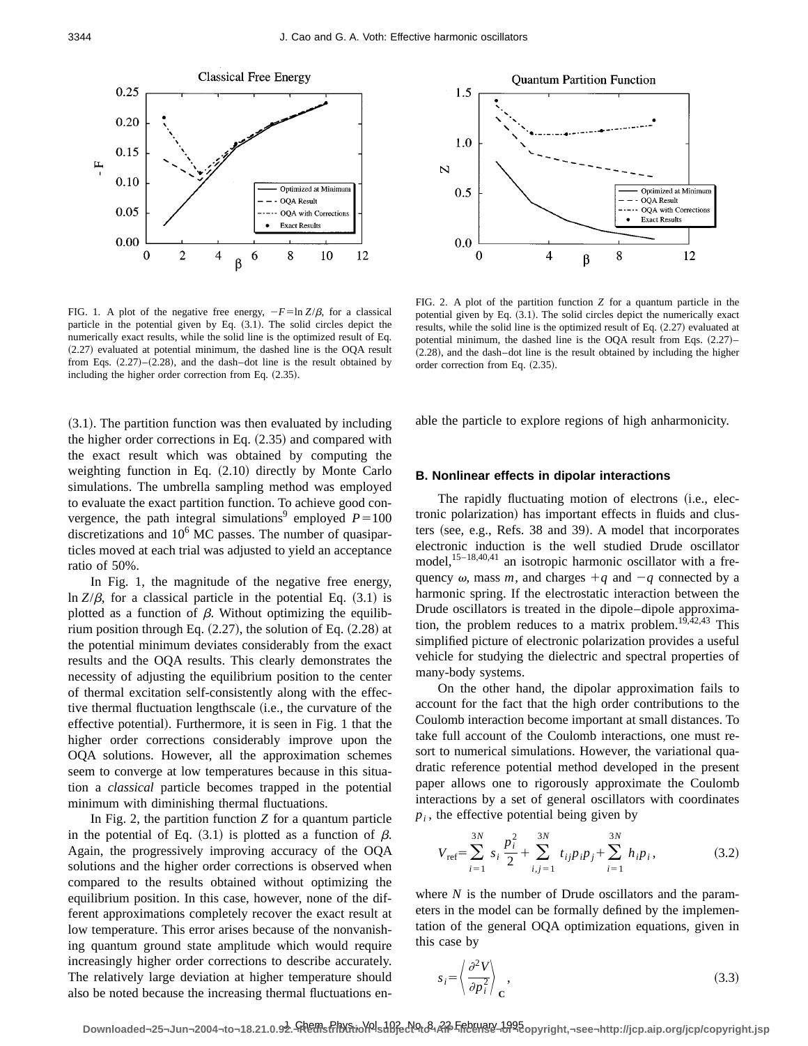FIG. 1. A plot of the negative free energy, $-F=\ln Z/\beta$, for a classical particle in the potential given by Eq. (3.1). The solid circles depict the numerically exact results, while the solid line is the optimized result of Eq. (2.27) evaluated at potential minimum, the dashed line is the OQA result from Eqs. (2.27)–(2.28), and the dash–dot line is the result obtained by including the higher order correction from Eq. (2.35).

FIG. 2. A plot of the partition function $Z$ for a quantum particle in the potential given by Eq. (3.1). The solid circles depict the numerically exact results, while the solid line is the optimized result of Eq. (2.27) evaluated at potential minimum, the dashed line is the OQA result from Eqs. (2.27)–(2.28), and the dash–dot line is the result obtained by including the higher order correction from Eq. (2.35).

(3.1). The partition function was then evaluated by including the higher order corrections in Eq. (2.35) and compared with the exact result which was obtained by computing the weighting function in Eq. (2.10) directly by Monte Carlo simulations. The umbrella sampling method was employed to evaluate the exact partition function. To achieve good convergence, the path integral simulations[9] employed $P=100$ discretizations and $10^6$ MC passes. The number of quasiparticles moved at each trial was adjusted to yield an acceptance ratio of 50%.

In Fig. 1, the magnitude of the negative free energy, $\ln Z/\beta$, for a classical particle in the potential Eq. (3.1) is plotted as a function of $\beta$. Without optimizing the equilibrium position through Eq. (2.27), the solution of Eq. (2.28) at the potential minimum deviates considerably from the exact results and the OQA results. This clearly demonstrates the necessity of adjusting the equilibrium position to the center of thermal excitation self-consistently along with the effective thermal fluctuation lengthscale (i.e., the curvature of the effective potential). Furthermore, it is seen in Fig. 1 that the higher order corrections considerably improve upon the OQA solutions. However, all the approximation schemes seem to converge at low temperatures because in this situation a *classical* particle becomes trapped in the potential minimum with diminishing thermal fluctuations.

In Fig. 2, the partition function $Z$ for a quantum particle in the potential of Eq. (3.1) is plotted as a function of $\beta$. Again, the progressively improving accuracy of the OQA solutions and the higher order corrections is observed when compared to the results obtained without optimizing the equilibrium position. In this case, however, none of the different approximations completely recover the exact result at low temperature. This error arises because of the nonvanishing quantum ground state amplitude which would require increasingly higher order corrections to describe accurately. The relatively large deviation at higher temperature should also be noted because the increasing thermal fluctuations enable the particle to explore regions of high anharmonicity.

### B. Nonlinear effects in dipolar interactions

The rapidly fluctuating motion of electrons (i.e., electronic polarization) has important effects in fluids and clusters (see, e.g., Refs. 38 and 39). A model that incorporates electronic induction is the well studied Drude oscillator model,[15–18,40,41] an isotropic harmonic oscillator with a frequency $\omega$, mass $m$, and charges $+q$ and $-q$ connected by a harmonic spring. If the electrostatic interaction between the Drude oscillators is treated in the dipole–dipole approximation, the problem reduces to a matrix problem.[19,42,43] This simplified picture of electronic polarization provides a useful vehicle for studying the dielectric and spectral properties of many-body systems.

On the other hand, the dipolar approximation fails to account for the fact that the high order contributions to the Coulomb interaction become important at small distances. To take full account of the Coulomb interactions, one must resort to numerical simulations. However, the variational quadratic reference potential method developed in the present paper allows one to rigorously approximate the Coulomb interactions by a set of general oscillators with coordinates $p_i$, the effective potential being given by

$$V_{\text{ref}}=\sum_{i=1}^{3N} s_i \frac{p_i^2}{2}+\sum_{i,j=1}^{3N} t_{ij}p_ip_j+\sum_{i=1}^{3N} h_ip_i, \tag{3.2}$$

where $N$ is the number of Drude oscillators and the parameters in the model can be formally defined by the implementation of the general OQA optimization equations, given in this case by

$$s_i=\left\langle \frac{\partial^2 V}{\partial p_i^2}\right\rangle_{\mathbf{C}}, \tag{3.3}$$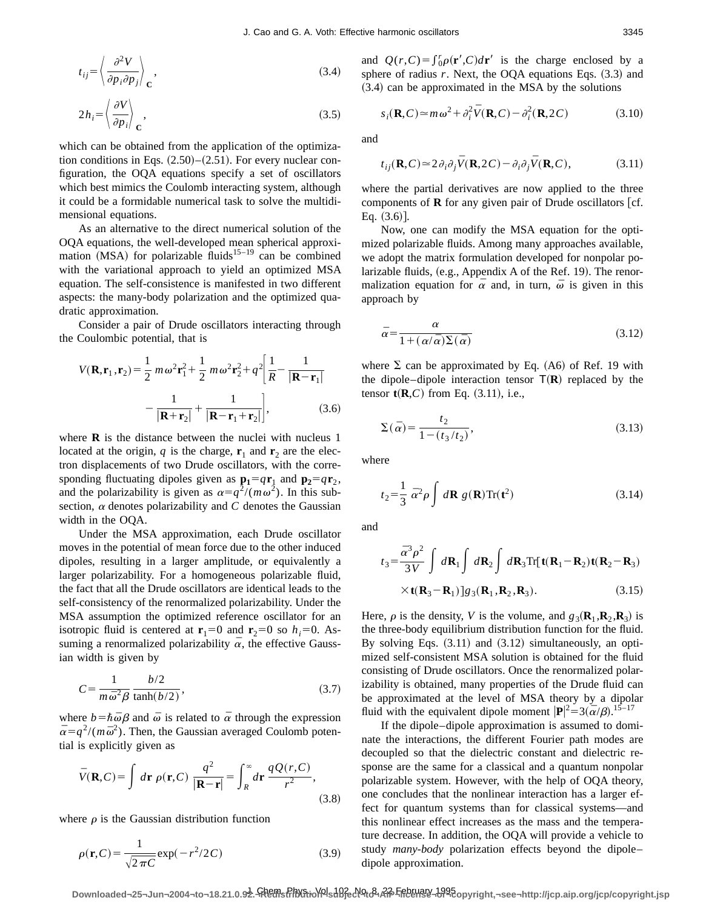$$t_{ij}=\left\langle \frac{\partial^2 V}{\partial p_i \partial p_j}\right\rangle_{\mathbf{C}}, \tag{3.4}$$

$$2h_i=\left\langle \frac{\partial V}{\partial p_i}\right\rangle_{\mathbf{C}}, \tag{3.5}$$

which can be obtained from the application of the optimization conditions in Eqs. (2.50)–(2.51). For every nuclear configuration, the OQA equations specify a set of oscillators which best mimics the Coulomb interacting system, although it could be a formidable numerical task to solve the multidimensional equations.

As an alternative to the direct numerical solution of the OQA equations, the well-developed mean spherical approximation (MSA) for polarizable fluids[15–19] can be combined with the variational approach to yield an optimized MSA equation. The self-consistence is manifested in two different aspects: the many-body polarization and the optimized quadratic approximation.

Consider a pair of Drude oscillators interacting through the Coulombic potential, that is

$$V(\mathbf{R},\mathbf{r}_1,\mathbf{r}_2)=\frac{1}{2}\,m\omega^2\mathbf{r}_1^2+\frac{1}{2}\,m\omega^2\mathbf{r}_2^2+q^2\left[\frac{1}{R}-\frac{1}{|\mathbf{R}-\mathbf{r}_1|}-\frac{1}{|\mathbf{R}+\mathbf{r}_2|}+\frac{1}{|\mathbf{R}-\mathbf{r}_1+\mathbf{r}_2|}\right], \tag{3.6}$$

where $\mathbf{R}$ is the distance between the nuclei with nucleus 1 located at the origin, $q$ is the charge, $\mathbf{r}_1$ and $\mathbf{r}_2$ are the electron displacements of two Drude oscillators, with the corresponding fluctuating dipoles given as $\mathbf{p_1}=q\mathbf{r}_1$ and $\mathbf{p_2}=q\mathbf{r}_2$, and the polarizability is given as $\alpha=q^2/(m\omega^2)$. In this subsection, $\alpha$ denotes polarizability and $C$ denotes the Gaussian width in the OQA.

Under the MSA approximation, each Drude oscillator moves in the potential of mean force due to the other induced dipoles, resulting in a larger amplitude, or equivalently a larger polarizability. For a homogeneous polarizable fluid, the fact that all the Drude oscillators are identical leads to the self-consistency of the renormalized polarizability. Under the MSA assumption the optimized reference oscillator for an isotropic fluid is centered at $\mathbf{r}_1=0$ and $\mathbf{r}_2=0$ so $h_i=0$. Assuming a renormalized polarizability $\bar{\alpha}$, the effective Gaussian width is given by

$$C=\frac{1}{m\bar{\omega}^2\beta}\,\frac{b/2}{\tanh(b/2)}, \tag{3.7}$$

where $b=\hbar\bar{\omega}\beta$ and $\bar{\omega}$ is related to $\bar{\alpha}$ through the expression $\bar{\alpha}=q^2/(m\bar{\omega}^2)$. Then, the Gaussian averaged Coulomb potential is explicitly given as

$$\bar{V}(\mathbf{R},C)=\int d\mathbf{r}\;\rho(\mathbf{r},C)\,\frac{q^2}{|\mathbf{R}-\mathbf{r}|}=\int_R^\infty d\mathbf{r}\,\frac{qQ(r,C)}{r^2}, \tag{3.8}$$

where $\rho$ is the Gaussian distribution function

$$\rho(\mathbf{r},C)=\frac{1}{\sqrt{2\pi C}}\exp(-r^2/2C) \tag{3.9}$$

and $Q(r,C)=\int_0^r\rho(\mathbf{r}',C)d\mathbf{r}'$ is the charge enclosed by a sphere of radius $r$. Next, the OQA equations Eqs. (3.3) and (3.4) can be approximated in the MSA by the solutions

$$s_i(\mathbf{R},C)\simeq m\omega^2+\partial_i^2\bar{V}(\mathbf{R},C)-\partial_i^2(\mathbf{R},2C) \tag{3.10}$$

and

$$t_{ij}(\mathbf{R},C)\simeq 2\partial_i\partial_j\bar{V}(\mathbf{R},2C)-\partial_i\partial_j\bar{V}(\mathbf{R},C), \tag{3.11}$$

where the partial derivatives are now applied to the three components of $\mathbf{R}$ for any given pair of Drude oscillators [cf. Eq. (3.6)].

Now, one can modify the MSA equation for the optimized polarizable fluids. Among many approaches available, we adopt the matrix formulation developed for nonpolar polarizable fluids, (e.g., Appendix A of the Ref. 19). The renormalization equation for $\bar{\alpha}$ and, in turn, $\bar{\omega}$ is given in this approach by

$$\bar{\alpha}=\frac{\alpha}{1+(\alpha/\bar{\alpha})\Sigma(\bar{\alpha})} \tag{3.12}$$

where $\Sigma$ can be approximated by Eq. (A6) of Ref. 19 with the dipole–dipole interaction tensor $\mathsf{T}(\mathbf{R})$ replaced by the tensor $\mathbf{t}(\mathbf{R},C)$ from Eq. (3.11), i.e.,

$$\Sigma(\bar{\alpha})=\frac{t_2}{1-(t_3/t_2)}, \tag{3.13}$$

where

$$t_2=\frac{1}{3}\,\bar{\alpha}^2\rho\int d\mathbf{R}\;g(\mathbf{R})\mathrm{Tr}(\mathbf{t}^2) \tag{3.14}$$

and

$$t_3=\frac{\bar{\alpha}^3\rho^2}{3V}\int d\mathbf{R}_1\int d\mathbf{R}_2\int d\mathbf{R}_3\mathrm{Tr}[\mathbf{t}(\mathbf{R}_1-\mathbf{R}_2)\mathbf{t}(\mathbf{R}_2-\mathbf{R}_3)\times\mathbf{t}(\mathbf{R}_3-\mathbf{R}_1)]g_3(\mathbf{R}_1,\mathbf{R}_2,\mathbf{R}_3). \tag{3.15}$$

Here, $\rho$ is the density, $V$ is the volume, and $g_3(\mathbf{R}_1,\mathbf{R}_2,\mathbf{R}_3)$ is the three-body equilibrium distribution function for the fluid. By solving Eqs. (3.11) and (3.12) simultaneously, an optimized self-consistent MSA solution is obtained for the fluid consisting of Drude oscillators. Once the renormalized polarizability is obtained, many properties of the Drude fluid can be approximated at the level of MSA theory by a dipolar fluid with the equivalent dipole moment $|\mathbf{P}|^2=3(\bar{\alpha}/\beta)$.[15–17]

If the dipole–dipole approximation is assumed to dominate the interactions, the different Fourier path modes are decoupled so that the dielectric constant and dielectric response are the same for a classical and a quantum nonpolar polarizable system. However, with the help of OQA theory, one concludes that the nonlinear interaction has a larger effect for quantum systems than for classical systems—and this nonlinear effect increases as the mass and the temperature decrease. In addition, the OQA will provide a vehicle to study *many-body* polarization effects beyond the dipole–dipole approximation.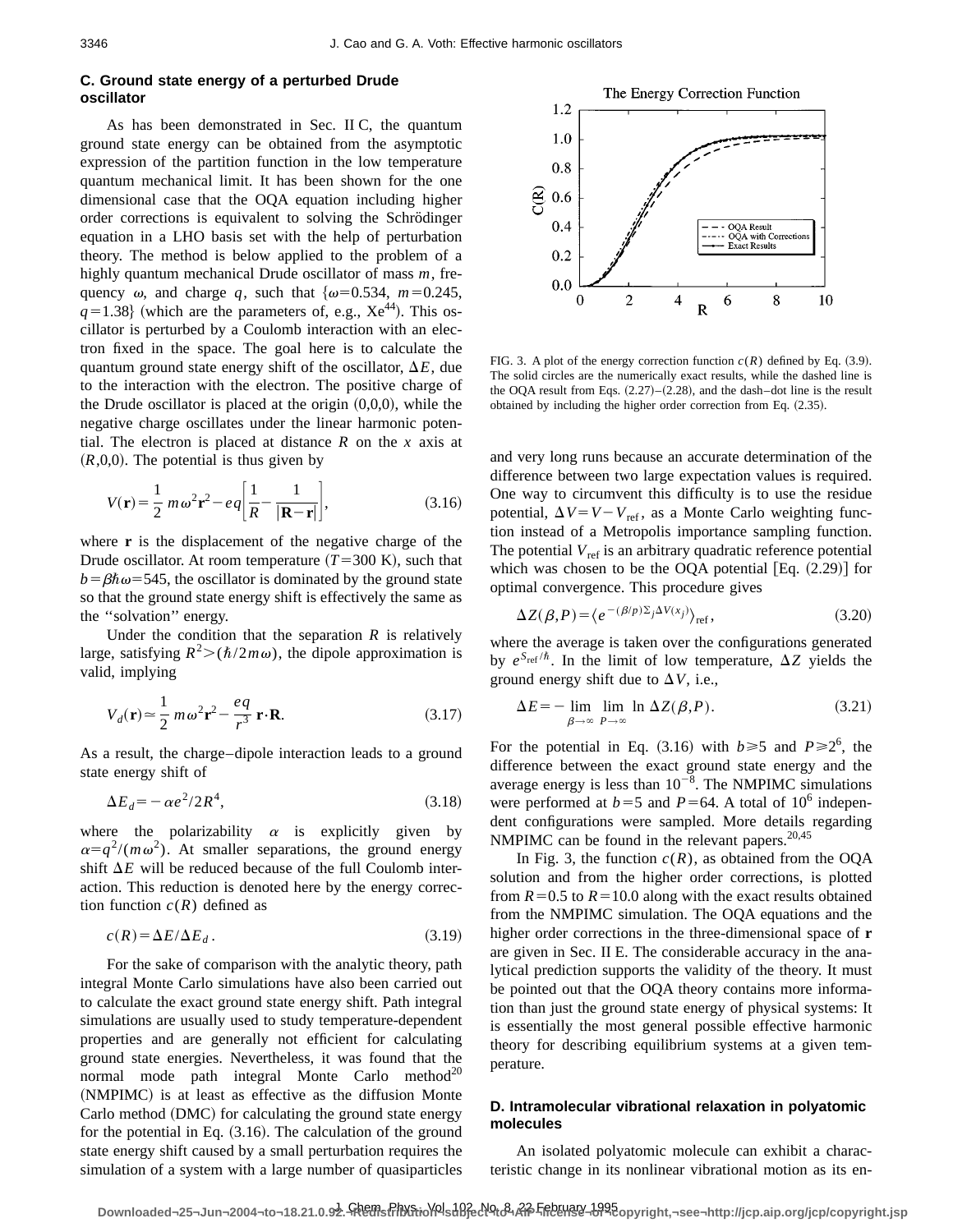### C. Ground state energy of a perturbed Drude oscillator

As has been demonstrated in Sec. II C, the quantum ground state energy can be obtained from the asymptotic expression of the partition function in the low temperature quantum mechanical limit. It has been shown for the one dimensional case that the OQA equation including higher order corrections is equivalent to solving the Schrödinger equation in a LHO basis set with the help of perturbation theory. The method is below applied to the problem of a highly quantum mechanical Drude oscillator of mass $m$, frequency $\omega$, and charge $q$, such that $\{\omega=0.534,\ m=0.245,\ q=1.38\}$ (which are the parameters of, e.g., Xe[44]). This oscillator is perturbed by a Coulomb interaction with an electron fixed in the space. The goal here is to calculate the quantum ground state energy shift of the oscillator, $\Delta E$, due to the interaction with the electron. The positive charge of the Drude oscillator is placed at the origin (0,0,0), while the negative charge oscillates under the linear harmonic potential. The electron is placed at distance $R$ on the $x$ axis at $(R,0,0)$. The potential is thus given by

$$V(\mathbf{r})=\frac{1}{2}\,m\omega^2\mathbf{r}^2-eq\left[\frac{1}{R}-\frac{1}{|\mathbf{R}-\mathbf{r}|}\right], \tag{3.16}$$

where $\mathbf{r}$ is the displacement of the negative charge of the Drude oscillator. At room temperature ($T=300$ K), such that $b=\beta\hbar\omega=545$, the oscillator is dominated by the ground state so that the ground state energy shift is effectively the same as the "solvation" energy.

Under the condition that the separation $R$ is relatively large, satisfying $R^2>(\hbar/2m\omega)$, the dipole approximation is valid, implying

$$V_d(\mathbf{r})\simeq\frac{1}{2}\,m\omega^2\mathbf{r}^2-\frac{eq}{r^3}\,\mathbf{r}\cdot\mathbf{R}. \tag{3.17}$$

As a result, the charge–dipole interaction leads to a ground state energy shift of

$$\Delta E_d=-\alpha e^2/2R^4, \tag{3.18}$$

where the polarizability $\alpha$ is explicitly given by $\alpha=q^2/(m\omega^2)$. At smaller separations, the ground energy shift $\Delta E$ will be reduced because of the full Coulomb interaction. This reduction is denoted here by the energy correction function $c(R)$ defined as

$$c(R)=\Delta E/\Delta E_d. \tag{3.19}$$

For the sake of comparison with the analytic theory, path integral Monte Carlo simulations have also been carried out to calculate the exact ground state energy shift. Path integral simulations are usually used to study temperature-dependent properties and are generally not efficient for calculating ground state energies. Nevertheless, it was found that the normal mode path integral Monte Carlo method[20] (NMPIMC) is at least as effective as the diffusion Monte Carlo method (DMC) for calculating the ground state energy for the potential in Eq. (3.16). The calculation of the ground state energy shift caused by a small perturbation requires the simulation of a system with a large number of quasiparticles and very long runs because an accurate determination of the difference between two large expectation values is required. One way to circumvent this difficulty is to use the residue potential, $\Delta V=V-V_{\rm ref}$, as a Monte Carlo weighting function instead of a Metropolis importance sampling function. The potential $V_{\rm ref}$ is an arbitrary quadratic reference potential which was chosen to be the OQA potential [Eq. (2.29)] for optimal convergence. This procedure gives

$$\Delta Z(\beta,P)=\langle e^{-(\beta/p)\Sigma_j\Delta V(x_j)}\rangle_{\rm ref}, \tag{3.20}$$

where the average is taken over the configurations generated by $e^{S_{\rm ref}/\hbar}$. In the limit of low temperature, $\Delta Z$ yields the ground energy shift due to $\Delta V$, i.e.,

$$\Delta E=-\lim_{\beta\to\infty}\lim_{P\to\infty}\ln\Delta Z(\beta,P). \tag{3.21}$$

For the potential in Eq. (3.16) with $b\geqslant 5$ and $P\geqslant 2^6$, the difference between the exact ground state energy and the average energy is less than $10^{-8}$. The NMPIMC simulations were performed at $b=5$ and $P=64$. A total of $10^6$ independent configurations were sampled. More details regarding NMPIMC can be found in the relevant papers.[20,45]

In Fig. 3, the function $c(R)$, as obtained from the OQA solution and from the higher order corrections, is plotted from $R=0.5$ to $R=10.0$ along with the exact results obtained from the NMPIMC simulation. The OQA equations and the higher order corrections in the three-dimensional space of $\mathbf{r}$ are given in Sec. II E. The considerable accuracy in the analytical prediction supports the validity of the theory. It must be pointed out that the OQA theory contains more information than just the ground state energy of physical systems: It is essentially the most general possible effective harmonic theory for describing equilibrium systems at a given temperature.

FIG. 3. A plot of the energy correction function $c(R)$ defined by Eq. (3.9). The solid circles are the numerically exact results, while the dashed line is the OQA result from Eqs. (2.27)–(2.28), and the dash–dot line is the result obtained by including the higher order correction from Eq. (2.35).

### D. Intramolecular vibrational relaxation in polyatomic molecules

An isolated polyatomic molecule can exhibit a characteristic change in its nonlinear vibrational motion as its en-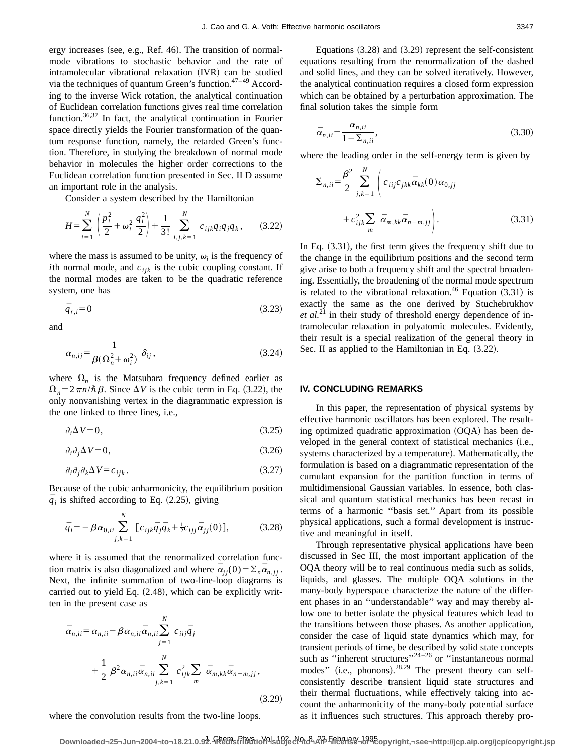ergy increases (see, e.g., Ref. 46). The transition of normal-mode vibrations to stochastic behavior and the rate of intramolecular vibrational relaxation (IVR) can be studied via the techniques of quantum Green's function.[47–49] According to the inverse Wick rotation, the analytical continuation of Euclidean correlation functions gives real time correlation function.[36,37] In fact, the analytical continuation in Fourier space directly yields the Fourier transformation of the quantum response function, namely, the retarded Green's function. Therefore, in studying the breakdown of normal mode behavior in molecules the higher order corrections to the Euclidean correlation function presented in Sec. II D assume an important role in the analysis.

Consider a system described by the Hamiltonian

$$H=\sum_{i=1}^{N}\left(\frac{p_i^2}{2}+\omega_i^2\frac{q_i^2}{2}\right)+\frac{1}{3!}\sum_{i,j,k=1}^{N}c_{ijk}q_iq_jq_k, \tag{3.22}$$

where the mass is assumed to be unity, $\omega_i$ is the frequency of $i$th normal mode, and $c_{ijk}$ is the cubic coupling constant. If the normal modes are taken to be the quadratic reference system, one has

$$\bar{q}_{r,i}=0 \tag{3.23}$$

and

$$\alpha_{n,ij}=\frac{1}{\beta(\Omega_n^2+\omega_i^2)}\,\delta_{ij}, \tag{3.24}$$

where $\Omega_n$ is the Matsubara frequency defined earlier as $\Omega_n=2\pi n/\hbar\beta$. Since $\Delta V$ is the cubic term in Eq. (3.22), the only nonvanishing vertex in the diagrammatic expression is the one linked to three lines, i.e.,

$$\partial_i\Delta V=0, \tag{3.25}$$

$$\partial_i\partial_j\Delta V=0, \tag{3.26}$$

$$\partial_i\partial_j\partial_k\Delta V=c_{ijk}. \tag{3.27}$$

Because of the cubic anharmonicity, the equilibrium position $\bar{q}_i$ is shifted according to Eq. (2.25), giving

$$\bar{q}_i=-\beta\alpha_{0,ii}\sum_{j,k=1}^{N}\left[c_{ijk}\bar{q}_j\bar{q}_k+\tfrac{1}{2}c_{ijj}\bar{\alpha}_{jj}(0)\right], \tag{3.28}$$

where it is assumed that the renormalized correlation function matrix is also diagonalized and where $\bar{\alpha}_{jj}(0)=\Sigma_n\bar{\alpha}_{n,jj}$. Next, the infinite summation of two-line-loop diagrams is carried out to yield Eq. (2.48), which can be explicitly written in the present case as

$$\bar{\alpha}_{n,ii}=\alpha_{n,ii}-\beta\alpha_{n,ii}\bar{\alpha}_{n,ii}\sum_{j=1}^{N}c_{iij}\bar{q}_j+\frac{1}{2}\beta^2\alpha_{n,ii}\bar{\alpha}_{n,ii}\sum_{j,k=1}^{N}c_{ijk}^2\sum_m\bar{\alpha}_{m,kk}\bar{\alpha}_{n-m,jj}, \tag{3.29}$$

where the convolution results from the two-line loops.

Equations (3.28) and (3.29) represent the self-consistent equations resulting from the renormalization of the dashed and solid lines, and they can be solved iteratively. However, the analytical continuation requires a closed form expression which can be obtained by a perturbation approximation. The final solution takes the simple form

$$\bar{\alpha}_{n,ii}=\frac{\alpha_{n,ii}}{1-\Sigma_{n,ii}}, \tag{3.30}$$

where the leading order in the self-energy term is given by

$$\Sigma_{n,ii}=\frac{\beta^2}{2}\sum_{j,k=1}^{N}\left(c_{iij}c_{jkk}\bar{\alpha}_{kk}(0)\alpha_{0,jj}+c_{ijk}^2\sum_m\bar{\alpha}_{m,kk}\bar{\alpha}_{n-m,jj}\right). \tag{3.31}$$

In Eq. (3.31), the first term gives the frequency shift due to the change in the equilibrium positions and the second term give arise to both a frequency shift and the spectral broadening. Essentially, the broadening of the normal mode spectrum is related to the vibrational relaxation.[46] Equation (3.31) is exactly the same as the one derived by Stuchebrukhov *et al.*[21] in their study of threshold energy dependence of intramolecular relaxation in polyatomic molecules. Evidently, their result is a special realization of the general theory in Sec. II as applied to the Hamiltonian in Eq. (3.22).

## IV. CONCLUDING REMARKS

In this paper, the representation of physical systems by effective harmonic oscillators has been explored. The resulting optimized quadratic approximation (OQA) has been developed in the general context of statistical mechanics (i.e., systems characterized by a temperature). Mathematically, the formulation is based on a diagrammatic representation of the cumulant expansion for the partition function in terms of multidimensional Gaussian variables. In essence, both classical and quantum statistical mechanics has been recast in terms of a harmonic "basis set." Apart from its possible physical applications, such a formal development is instructive and meaningful in itself.

Through representative physical applications have been discussed in Sec III, the most important application of the OQA theory will be to real continuous media such as solids, liquids, and glasses. The multiple OQA solutions in the many-body hyperspace characterize the nature of the different phases in an "understandable" way and may thereby allow one to better isolate the physical features which lead to the transitions between those phases. As another application, consider the case of liquid state dynamics which may, for transient periods of time, be described by solid state concepts such as "inherent structures"[24–26] or "instantaneous normal modes" (i.e., phonons).[28,29] The present theory can self-consistently describe transient liquid state structures and their thermal fluctuations, while effectively taking into account the anharmonicity of the many-body potential surface as it influences such structures. This approach thereby pro-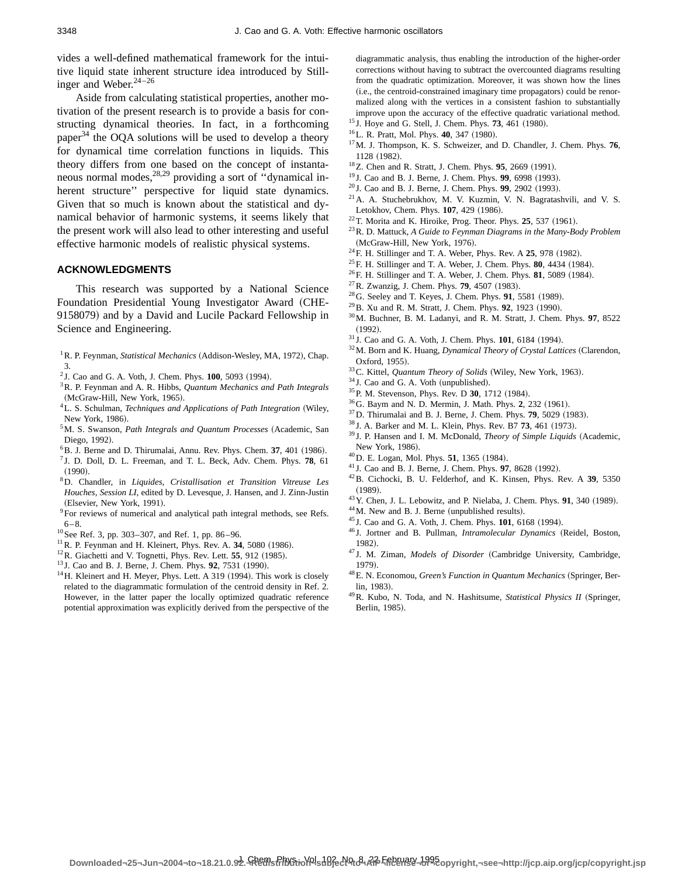vides a well-defined mathematical framework for the intuitive liquid state inherent structure idea introduced by Stillinger and Weber.[24–26]

Aside from calculating statistical properties, another motivation of the present research is to provide a basis for constructing dynamical theories. In fact, in a forthcoming paper[34] the OQA solutions will be used to develop a theory for dynamical time correlation functions in liquids. This theory differs from one based on the concept of instantaneous normal modes,[28,29] providing a sort of ''dynamical inherent structure'' perspective for liquid state dynamics. Given that so much is known about the statistical and dynamical behavior of harmonic systems, it seems likely that the present work will also lead to other interesting and useful effective harmonic models of realistic physical systems.

## ACKNOWLEDGMENTS

This research was supported by a National Science Foundation Presidential Young Investigator Award (CHE-9158079) and by a David and Lucile Packard Fellowship in Science and Engineering.

[1] R. P. Feynman, *Statistical Mechanics* (Addison-Wesley, MA, 1972), Chap. 3.

[2] J. Cao and G. A. Voth, J. Chem. Phys. **100**, 5093 (1994).

[3] R. P. Feynman and A. R. Hibbs, *Quantum Mechanics and Path Integrals* (McGraw-Hill, New York, 1965).

[4] L. S. Schulman, *Techniques and Applications of Path Integration* (Wiley, New York, 1986).

[5] M. S. Swanson, *Path Integrals and Quantum Processes* (Academic, San Diego, 1992).

[6] B. J. Berne and D. Thirumalai, Annu. Rev. Phys. Chem. **37**, 401 (1986).

[7] J. D. Doll, D. L. Freeman, and T. L. Beck, Adv. Chem. Phys. **78**, 61 (1990).

[8] D. Chandler, in *Liquides, Cristallisation et Transition Vitreuse Les Houches, Session LI*, edited by D. Levesque, J. Hansen, and J. Zinn-Justin (Elsevier, New York, 1991).

[9] For reviews of numerical and analytical path integral methods, see Refs. 6–8.

[10] See Ref. 3, pp. 303–307, and Ref. 1, pp. 86–96.

[11] R. P. Feynman and H. Kleinert, Phys. Rev. A. **34**, 5080 (1986).

[12] R. Giachetti and V. Tognetti, Phys. Rev. Lett. **55**, 912 (1985).

[13] J. Cao and B. J. Berne, J. Chem. Phys. **92**, 7531 (1990).

[14] H. Kleinert and H. Meyer, Phys. Lett. A 319 (1994). This work is closely related to the diagrammatic formulation of the centroid density in Ref. 2. However, in the latter paper the locally optimized quadratic reference potential approximation was explicitly derived from the perspective of the diagrammatic analysis, thus enabling the introduction of the higher-order corrections without having to subtract the overcounted diagrams resulting from the quadratic optimization. Moreover, it was shown how the lines (i.e., the centroid-constrained imaginary time propagators) could be renormalized along with the vertices in a consistent fashion to substantially improve upon the accuracy of the effective quadratic variational method.

[15] J. Hoye and G. Stell, J. Chem. Phys. **73**, 461 (1980).

[16] L. R. Pratt, Mol. Phys. **40**, 347 (1980).

[17] M. J. Thompson, K. S. Schweizer, and D. Chandler, J. Chem. Phys. **76**, 1128 (1982).

[18] Z. Chen and R. Stratt, J. Chem. Phys. **95**, 2669 (1991).

[19] J. Cao and B. J. Berne, J. Chem. Phys. **99**, 6998 (1993).

[20] J. Cao and B. J. Berne, J. Chem. Phys. **99**, 2902 (1993).

[21] A. A. Stuchebrukhov, M. V. Kuzmin, V. N. Bagratashvili, and V. S. Letokhov, Chem. Phys. **107**, 429 (1986).

[22] T. Morita and K. Hiroike, Prog. Theor. Phys. **25**, 537 (1961).

[23] R. D. Mattuck, *A Guide to Feynman Diagrams in the Many-Body Problem* (McGraw-Hill, New York, 1976).

[24] F. H. Stillinger and T. A. Weber, Phys. Rev. A **25**, 978 (1982).

[25] F. H. Stillinger and T. A. Weber, J. Chem. Phys. **80**, 4434 (1984).

[26] F. H. Stillinger and T. A. Weber, J. Chem. Phys. **81**, 5089 (1984).

[27] R. Zwanzig, J. Chem. Phys. **79**, 4507 (1983).

[28] G. Seeley and T. Keyes, J. Chem. Phys. **91**, 5581 (1989).

[29] B. Xu and R. M. Stratt, J. Chem. Phys. **92**, 1923 (1990).

[30] M. Buchner, B. M. Ladanyi, and R. M. Stratt, J. Chem. Phys. **97**, 8522 (1992).

[31] J. Cao and G. A. Voth, J. Chem. Phys. **101**, 6184 (1994).

[32] M. Born and K. Huang, *Dynamical Theory of Crystal Lattices* (Clarendon, Oxford, 1955).

[33] C. Kittel, *Quantum Theory of Solids* (Wiley, New York, 1963).

[34] J. Cao and G. A. Voth (unpublished).

[35] P. M. Stevenson, Phys. Rev. D **30**, 1712 (1984).

[36] G. Baym and N. D. Mermin, J. Math. Phys. **2**, 232 (1961).

[37] D. Thirumalai and B. J. Berne, J. Chem. Phys. **79**, 5029 (1983).

[38] J. A. Barker and M. L. Klein, Phys. Rev. B7 **73**, 461 (1973).

[39] J. P. Hansen and I. M. McDonald, *Theory of Simple Liquids* (Academic, New York, 1986).

[40] D. E. Logan, Mol. Phys. **51**, 1365 (1984).

[41] J. Cao and B. J. Berne, J. Chem. Phys. **97**, 8628 (1992).

[42] B. Cichocki, B. U. Felderhof, and K. Kinsen, Phys. Rev. A **39**, 5350 (1989).

[43] Y. Chen, J. L. Lebowitz, and P. Nielaba, J. Chem. Phys. **91**, 340 (1989).

[44] M. New and B. J. Berne (unpublished results).

[45] J. Cao and G. A. Voth, J. Chem. Phys. **101**, 6168 (1994).

[46] J. Jortner and B. Pullman, *Intramolecular Dynamics* (Reidel, Boston, 1982).

[47] J. M. Ziman, *Models of Disorder* (Cambridge University, Cambridge, 1979).

[48] E. N. Economou, *Green's Function in Quantum Mechanics* (Springer, Berlin, 1983).

[49] R. Kubo, N. Toda, and N. Hashitsume, *Statistical Physics II* (Springer, Berlin, 1985).